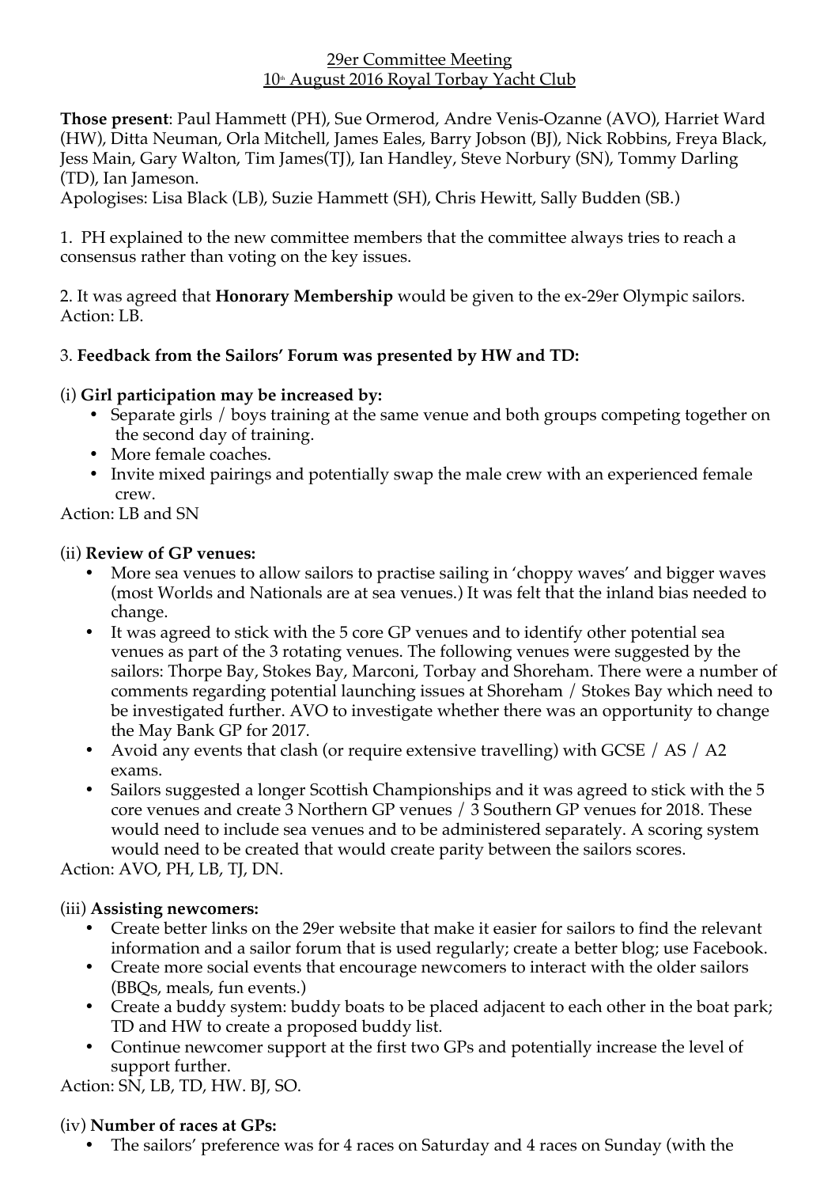<u>29er Committee Meeting</u>
<u>10th August 2016 Royal Torbay Yacht Club</u>

**Those present**: Paul Hammett (PH), Sue Ormerod, Andre Venis-Ozanne (AVO), Harriet Ward (HW), Ditta Neuman, Orla Mitchell, James Eales, Barry Jobson (BJ), Nick Robbins, Freya Black, Jess Main, Gary Walton, Tim James(TJ), Ian Handley, Steve Norbury (SN), Tommy Darling (TD), Ian Jameson.
Apologises: Lisa Black (LB), Suzie Hammett (SH), Chris Hewitt, Sally Budden (SB.)

1. PH explained to the new committee members that the committee always tries to reach a consensus rather than voting on the key issues.

2. It was agreed that **Honorary Membership** would be given to the ex-29er Olympic sailors. Action: LB.

3. **Feedback from the Sailors' Forum was presented by HW and TD:**

(i) **Girl participation may be increased by:**
- Separate girls / boys training at the same venue and both groups competing together on the second day of training.
- More female coaches.
- Invite mixed pairings and potentially swap the male crew with an experienced female crew.

Action: LB and SN

(ii) **Review of GP venues:**
- More sea venues to allow sailors to practise sailing in 'choppy waves' and bigger waves (most Worlds and Nationals are at sea venues.) It was felt that the inland bias needed to change.
- It was agreed to stick with the 5 core GP venues and to identify other potential sea venues as part of the 3 rotating venues. The following venues were suggested by the sailors: Thorpe Bay, Stokes Bay, Marconi, Torbay and Shoreham. There were a number of comments regarding potential launching issues at Shoreham / Stokes Bay which need to be investigated further. AVO to investigate whether there was an opportunity to change the May Bank GP for 2017.
- Avoid any events that clash (or require extensive travelling) with GCSE / AS / A2 exams.
- Sailors suggested a longer Scottish Championships and it was agreed to stick with the 5 core venues and create 3 Northern GP venues / 3 Southern GP venues for 2018. These would need to include sea venues and to be administered separately. A scoring system would need to be created that would create parity between the sailors scores.

Action: AVO, PH, LB, TJ, DN.

(iii) **Assisting newcomers:**
- Create better links on the 29er website that make it easier for sailors to find the relevant information and a sailor forum that is used regularly; create a better blog; use Facebook.
- Create more social events that encourage newcomers to interact with the older sailors (BBQs, meals, fun events.)
- Create a buddy system: buddy boats to be placed adjacent to each other in the boat park; TD and HW to create a proposed buddy list.
- Continue newcomer support at the first two GPs and potentially increase the level of support further.

Action: SN, LB, TD, HW. BJ, SO.

(iv) **Number of races at GPs:**
- The sailors' preference was for 4 races on Saturday and 4 races on Sunday (with the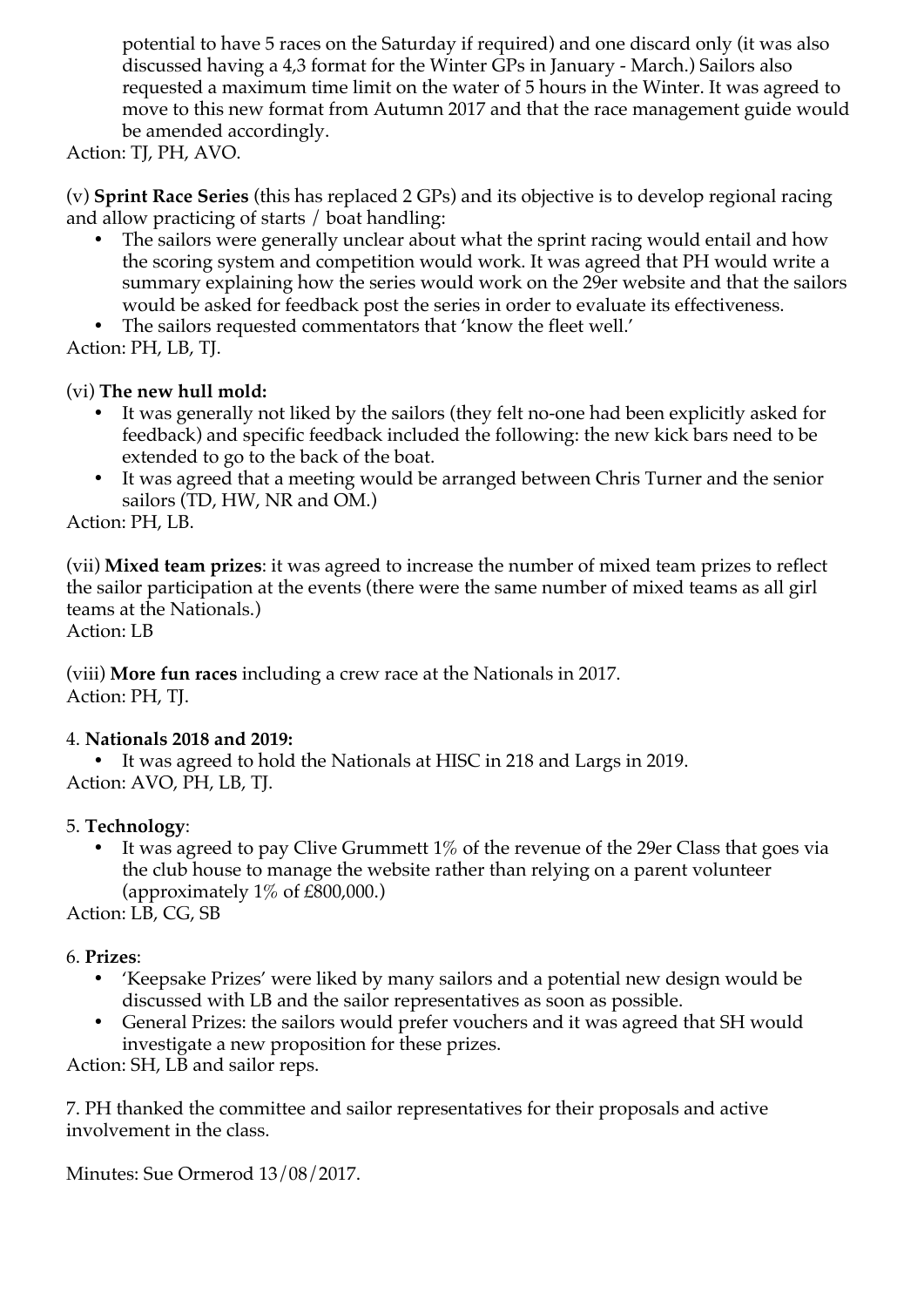potential to have 5 races on the Saturday if required) and one discard only (it was also discussed having a 4,3 format for the Winter GPs in January - March.) Sailors also requested a maximum time limit on the water of 5 hours in the Winter. It was agreed to move to this new format from Autumn 2017 and that the race management guide would be amended accordingly.

Action: TJ, PH, AVO.

(v) **Sprint Race Series** (this has replaced 2 GPs) and its objective is to develop regional racing and allow practicing of starts / boat handling:

- The sailors were generally unclear about what the sprint racing would entail and how the scoring system and competition would work. It was agreed that PH would write a summary explaining how the series would work on the 29er website and that the sailors would be asked for feedback post the series in order to evaluate its effectiveness.
- The sailors requested commentators that 'know the fleet well.'

Action: PH, LB, TJ.

(vi) **The new hull mold:**

- It was generally not liked by the sailors (they felt no-one had been explicitly asked for feedback) and specific feedback included the following: the new kick bars need to be extended to go to the back of the boat.
- It was agreed that a meeting would be arranged between Chris Turner and the senior sailors (TD, HW, NR and OM.)

Action: PH, LB.

(vii) **Mixed team prizes**: it was agreed to increase the number of mixed team prizes to reflect the sailor participation at the events (there were the same number of mixed teams as all girl teams at the Nationals.)

Action: LB

(viii) **More fun races** including a crew race at the Nationals in 2017.

Action: PH, TJ.

4. **Nationals 2018 and 2019:**

- It was agreed to hold the Nationals at HISC in 218 and Largs in 2019.

Action: AVO, PH, LB, TJ.

5. **Technology**:

- It was agreed to pay Clive Grummett 1% of the revenue of the 29er Class that goes via the club house to manage the website rather than relying on a parent volunteer (approximately 1% of £800,000.)

Action: LB, CG, SB

6. **Prizes**:

- 'Keepsake Prizes' were liked by many sailors and a potential new design would be discussed with LB and the sailor representatives as soon as possible.
- General Prizes: the sailors would prefer vouchers and it was agreed that SH would investigate a new proposition for these prizes.

Action: SH, LB and sailor reps.

7. PH thanked the committee and sailor representatives for their proposals and active involvement in the class.

Minutes: Sue Ormerod 13/08/2017.